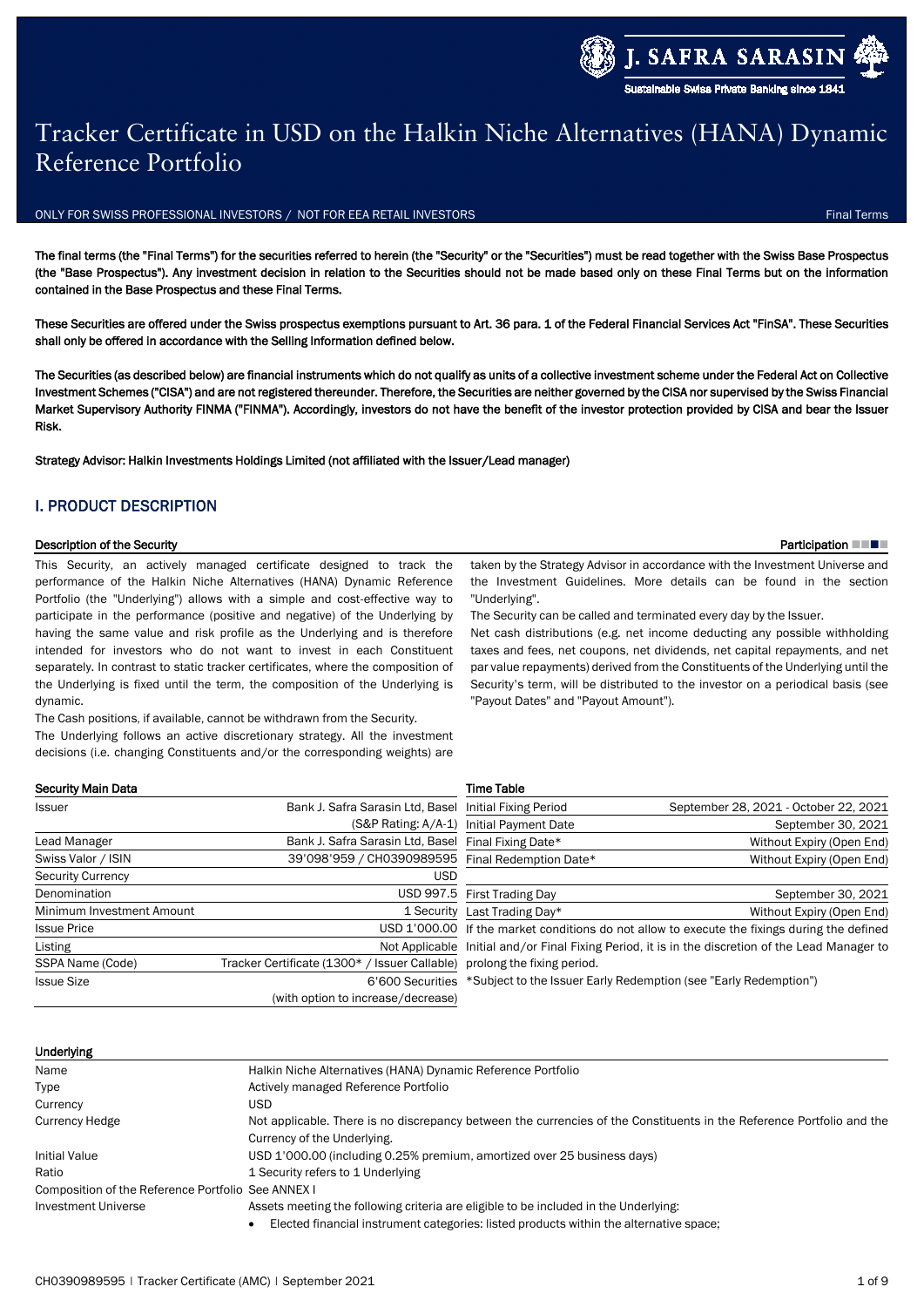# Tracker Certificate in USD on the Halkin Niche Alternatives (HANA) Dynamic Reference Portfolio

ONLY FOR SWISS PROFESSIONAL INVESTORS / NOT FOR EEA RETAIL INVESTORS — Final Terms

**The final terms (the "Final Terms") for the securities referred to herein (the "Security" or the "Securities") must be read together with the Swiss Base Prospectus (the "Base Prospectus"). Any investment decision in relation to the Securities should not be made based only on these Final Terms but on the information contained in the Base Prospectus and these Final Terms.**

**These Securities are offered under the Swiss prospectus exemptions pursuant to Art. 36 para. 1 of the Federal Financial Services Act "FinSA". These Securities shall only be offered in accordance with the Selling Information defined below.**

**The Securities (as described below) are financial instruments which do not qualify as units of a collective investment scheme under the Federal Act on Collective Investment Schemes ("CISA") and are not registered thereunder. Therefore, the Securities are neither governed by the CISA nor supervised by the Swiss Financial Market Supervisory Authority FINMA ("FINMA"). Accordingly, investors do not have the benefit of the investor protection provided by CISA and bear the Issuer Risk.**

**Strategy Advisor: Halkin Investments Holdings Limited (not affiliated with the Issuer/Lead manager)**

## I. PRODUCT DESCRIPTION

### Description of the Security

**Participation**

This Security, an actively managed certificate designed to track the performance of the Halkin Niche Alternatives (HANA) Dynamic Reference Portfolio (the "Underlying") allows with a simple and cost-effective way to participate in the performance (positive and negative) of the Underlying by having the same value and risk profile as the Underlying and is therefore intended for investors who do not want to invest in each Constituent separately. In contrast to static tracker certificates, where the composition of the Underlying is fixed until the term, the composition of the Underlying is dynamic.

The Cash positions, if available, cannot be withdrawn from the Security.

The Underlying follows an active discretionary strategy. All the investment decisions (i.e. changing Constituents and/or the corresponding weights) are taken by the Strategy Advisor in accordance with the Investment Universe and the Investment Guidelines. More details can be found in the section "Underlying".

The Security can be called and terminated every day by the Issuer.

Net cash distributions (e.g. net income deducting any possible withholding taxes and fees, net coupons, net dividends, net capital repayments, and net par value repayments) derived from the Constituents of the Underlying until the Security's term, will be distributed to the investor on a periodical basis (see "Payout Dates" and "Payout Amount").

### Security Main Data

| | |
|---|---|
| Issuer | Bank J. Safra Sarasin Ltd, Basel (S&P Rating: A/A-1) |
| Lead Manager | Bank J. Safra Sarasin Ltd, Basel |
| Swiss Valor / ISIN | 39'098'959 / CH0390989595 |
| Security Currency | USD |
| Denomination | USD 997.5 |
| Minimum Investment Amount | 1 Security |
| Issue Price | USD 1'000.00 |
| Listing | Not Applicable |
| SSPA Name (Code) | Tracker Certificate (1300* / Issuer Callable) |
| Issue Size | 6'600 Securities (with option to increase/decrease) |

### Time Table

| | |
|---|---|
| Initial Fixing Period | September 28, 2021 - October 22, 2021 |
| Initial Payment Date | September 30, 2021 |
| Final Fixing Date* | Without Expiry (Open End) |
| Final Redemption Date* | Without Expiry (Open End) |
| First Trading Day | September 30, 2021 |
| Last Trading Day* | Without Expiry (Open End) |

If the market conditions do not allow to execute the fixings during the defined Initial and/or Final Fixing Period, it is in the discretion of the Lead Manager to prolong the fixing period.

*Subject to the Issuer Early Redemption (see "Early Redemption")

### Underlying

| | |
|---|---|
| Name | Halkin Niche Alternatives (HANA) Dynamic Reference Portfolio |
| Type | Actively managed Reference Portfolio |
| Currency | USD |
| Currency Hedge | Not applicable. There is no discrepancy between the currencies of the Constituents in the Reference Portfolio and the Currency of the Underlying. |
| Initial Value | USD 1'000.00 (including 0.25% premium, amortized over 25 business days) |
| Ratio | 1 Security refers to 1 Underlying |
| Composition of the Reference Portfolio | See ANNEX I |
| Investment Universe | Assets meeting the following criteria are eligible to be included in the Underlying:<br>• Elected financial instrument categories: listed products within the alternative space; |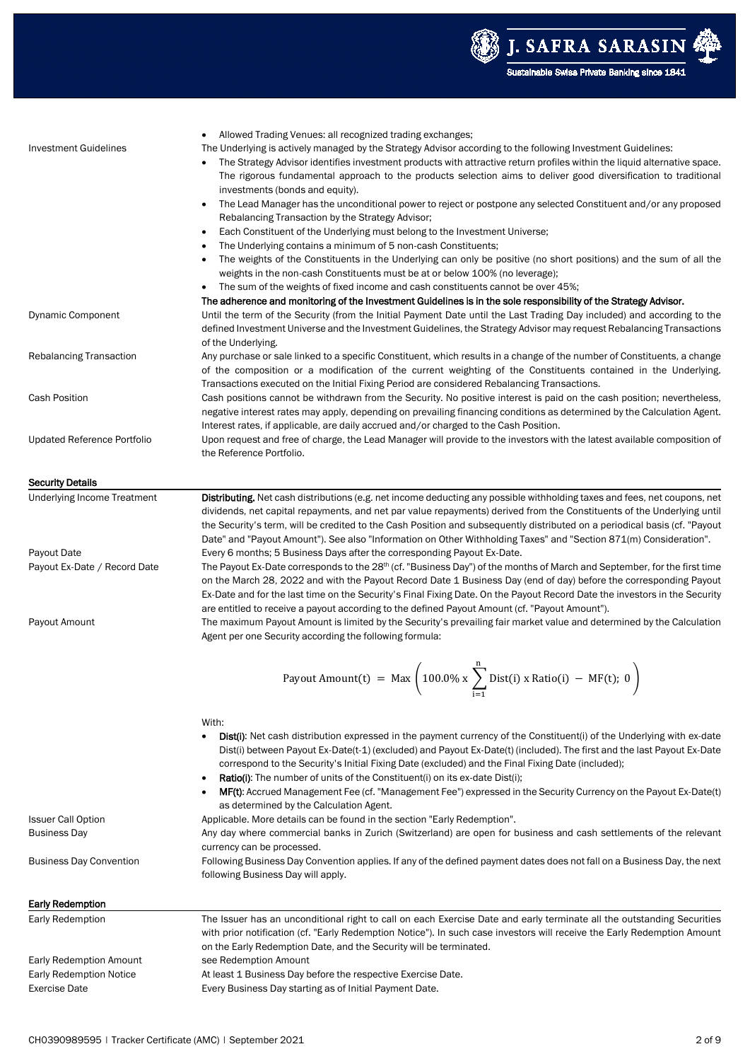| | |
|---|---|
| | • Allowed Trading Venues: all recognized trading exchanges; |
| Investment Guidelines | The Underlying is actively managed by the Strategy Advisor according to the following Investment Guidelines:<br>• The Strategy Advisor identifies investment products with attractive return profiles within the liquid alternative space. The rigorous fundamental approach to the products selection aims to deliver good diversification to traditional investments (bonds and equity).<br>• The Lead Manager has the unconditional power to reject or postpone any selected Constituent and/or any proposed Rebalancing Transaction by the Strategy Advisor;<br>• Each Constituent of the Underlying must belong to the Investment Universe;<br>• The Underlying contains a minimum of 5 non-cash Constituents;<br>• The weights of the Constituents in the Underlying can only be positive (no short positions) and the sum of all the weights in the non-cash Constituents must be at or below 100% (no leverage);<br>• The sum of the weights of fixed income and cash constituents cannot be over 45%;<br>**The adherence and monitoring of the Investment Guidelines is in the sole responsibility of the Strategy Advisor.** |
| Dynamic Component | Until the term of the Security (from the Initial Payment Date until the Last Trading Day included) and according to the defined Investment Universe and the Investment Guidelines, the Strategy Advisor may request Rebalancing Transactions of the Underlying. |
| Rebalancing Transaction | Any purchase or sale linked to a specific Constituent, which results in a change of the number of Constituents, a change of the composition or a modification of the current weighting of the Constituents contained in the Underlying. Transactions executed on the Initial Fixing Period are considered Rebalancing Transactions. |
| Cash Position | Cash positions cannot be withdrawn from the Security. No positive interest is paid on the cash position; nevertheless, negative interest rates may apply, depending on prevailing financing conditions as determined by the Calculation Agent. Interest rates, if applicable, are daily accrued and/or charged to the Cash Position. |
| Updated Reference Portfolio | Upon request and free of charge, the Lead Manager will provide to the investors with the latest available composition of the Reference Portfolio. |

## Security Details

| | |
|---|---|
| Underlying Income Treatment | **Distributing.** Net cash distributions (e.g. net income deducting any possible withholding taxes and fees, net coupons, net dividends, net capital repayments, and net par value repayments) derived from the Constituents of the Underlying until the Security's term, will be credited to the Cash Position and subsequently distributed on a periodical basis (cf. "Payout Date" and "Payout Amount"). See also "Information on Other Withholding Taxes" and "Section 871(m) Consideration". |
| Payout Date | Every 6 months; 5 Business Days after the corresponding Payout Ex-Date. |
| Payout Ex-Date / Record Date | The Payout Ex-Date corresponds to the 28th (cf. "Business Day") of the months of March and September, for the first time on the March 28, 2022 and with the Payout Record Date 1 Business Day (end of day) before the corresponding Payout Ex-Date and for the last time on the Security's Final Fixing Date. On the Payout Record Date the investors in the Security are entitled to receive a payout according to the defined Payout Amount (cf. "Payout Amount"). |
| Payout Amount | The maximum Payout Amount is limited by the Security's prevailing fair market value and determined by the Calculation Agent per one Security according the following formula:<br>$$\text{Payout Amount(t)} = \text{Max}\left(100.0\% \text{ x } \sum_{i=1}^{n} \text{Dist(i) x Ratio(i)} - \text{MF(t)};\ 0\right)$$<br>With:<br>• **Dist(i)**: Net cash distribution expressed in the payment currency of the Constituent(i) of the Underlying with ex-date Dist(i) between Payout Ex-Date(t-1) (excluded) and Payout Ex-Date(t) (included). The first and the last Payout Ex-Date correspond to the Security's Initial Fixing Date (excluded) and the Final Fixing Date (included);<br>• **Ratio(i)**: The number of units of the Constituent(i) on its ex-date Dist(i);<br>• **MF(t)**: Accrued Management Fee (cf. "Management Fee") expressed in the Security Currency on the Payout Ex-Date(t) as determined by the Calculation Agent. |
| Issuer Call Option | Applicable. More details can be found in the section "Early Redemption". |
| Business Day | Any day where commercial banks in Zurich (Switzerland) are open for business and cash settlements of the relevant currency can be processed. |
| Business Day Convention | Following Business Day Convention applies. If any of the defined payment dates does not fall on a Business Day, the next following Business Day will apply. |

## Early Redemption

| | |
|---|---|
| Early Redemption | The Issuer has an unconditional right to call on each Exercise Date and early terminate all the outstanding Securities with prior notification (cf. "Early Redemption Notice"). In such case investors will receive the Early Redemption Amount on the Early Redemption Date, and the Security will be terminated. |
| Early Redemption Amount | see Redemption Amount |
| Early Redemption Notice | At least 1 Business Day before the respective Exercise Date. |
| Exercise Date | Every Business Day starting as of Initial Payment Date. |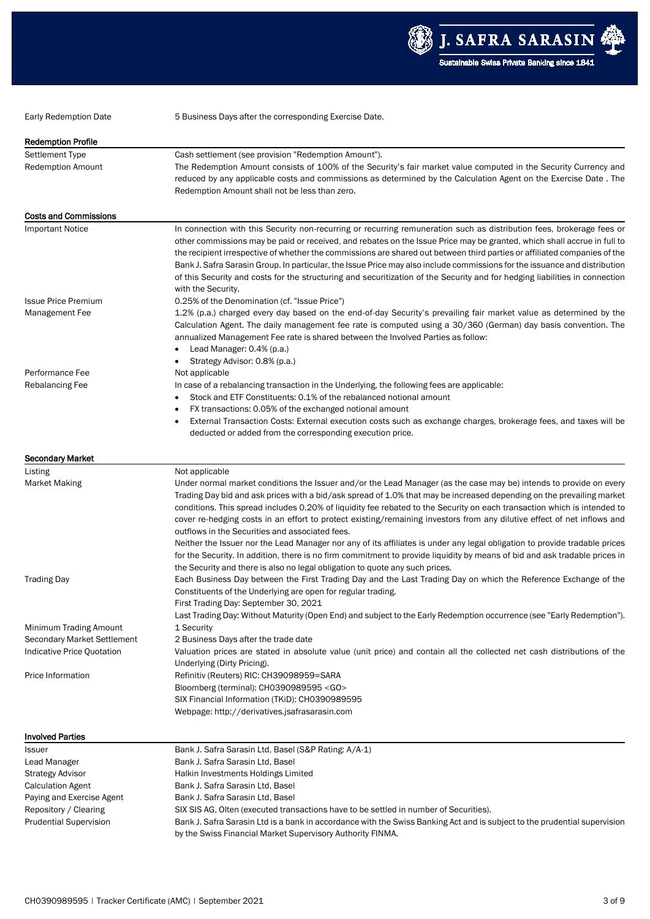| | |
|---|---|
| Early Redemption Date | 5 Business Days after the corresponding Exercise Date. |

## Redemption Profile

| | |
|---|---|
| Settlement Type | Cash settlement (see provision "Redemption Amount"). |
| Redemption Amount | The Redemption Amount consists of 100% of the Security's fair market value computed in the Security Currency and reduced by any applicable costs and commissions as determined by the Calculation Agent on the Exercise Date . The Redemption Amount shall not be less than zero. |

## Costs and Commissions

| | |
|---|---|
| Important Notice | In connection with this Security non-recurring or recurring remuneration such as distribution fees, brokerage fees or other commissions may be paid or received, and rebates on the Issue Price may be granted, which shall accrue in full to the recipient irrespective of whether the commissions are shared out between third parties or affiliated companies of the Bank J. Safra Sarasin Group. In particular, the Issue Price may also include commissions for the issuance and distribution of this Security and costs for the structuring and securitization of the Security and for hedging liabilities in connection with the Security. |
| Issue Price Premium | 0.25% of the Denomination (cf. "Issue Price") |
| Management Fee | 1.2% (p.a.) charged every day based on the end-of-day Security's prevailing fair market value as determined by the Calculation Agent. The daily management fee rate is computed using a 30/360 (German) day basis convention. The annualized Management Fee rate is shared between the Involved Parties as follow:<br>• Lead Manager: 0.4% (p.a.)<br>• Strategy Advisor: 0.8% (p.a.) |
| Performance Fee | Not applicable |
| Rebalancing Fee | In case of a rebalancing transaction in the Underlying, the following fees are applicable:<br>• Stock and ETF Constituents: 0.1% of the rebalanced notional amount<br>• FX transactions: 0.05% of the exchanged notional amount<br>• External Transaction Costs: External execution costs such as exchange charges, brokerage fees, and taxes will be deducted or added from the corresponding execution price. |

## Secondary Market

| | |
|---|---|
| Listing | Not applicable |
| Market Making | Under normal market conditions the Issuer and/or the Lead Manager (as the case may be) intends to provide on every Trading Day bid and ask prices with a bid/ask spread of 1.0% that may be increased depending on the prevailing market conditions. This spread includes 0.20% of liquidity fee rebated to the Security on each transaction which is intended to cover re-hedging costs in an effort to protect existing/remaining investors from any dilutive effect of net inflows and outflows in the Securities and associated fees.<br>Neither the Issuer nor the Lead Manager nor any of its affiliates is under any legal obligation to provide tradable prices for the Security. In addition, there is no firm commitment to provide liquidity by means of bid and ask tradable prices in the Security and there is also no legal obligation to quote any such prices. |
| Trading Day | Each Business Day between the First Trading Day and the Last Trading Day on which the Reference Exchange of the Constituents of the Underlying are open for regular trading.<br>First Trading Day: September 30, 2021<br>Last Trading Day: Without Maturity (Open End) and subject to the Early Redemption occurrence (see "Early Redemption"). |
| Minimum Trading Amount | 1 Security |
| Secondary Market Settlement | 2 Business Days after the trade date |
| Indicative Price Quotation | Valuation prices are stated in absolute value (unit price) and contain all the collected net cash distributions of the Underlying (Dirty Pricing). |
| Price Information | Refinitiv (Reuters) RIC: CH39098959=SARA<br>Bloomberg (terminal): CH0390989595 <GO><br>SIX Financial Information (TKiD): CH0390989595<br>Webpage: http://derivatives.jsafrasarasin.com |

## Involved Parties

| | |
|---|---|
| Issuer | Bank J. Safra Sarasin Ltd, Basel (S&P Rating: A/A-1) |
| Lead Manager | Bank J. Safra Sarasin Ltd, Basel |
| Strategy Advisor | Halkin Investments Holdings Limited |
| Calculation Agent | Bank J. Safra Sarasin Ltd, Basel |
| Paying and Exercise Agent | Bank J. Safra Sarasin Ltd, Basel |
| Repository / Clearing | SIX SIS AG, Olten (executed transactions have to be settled in number of Securities). |
| Prudential Supervision | Bank J. Safra Sarasin Ltd is a bank in accordance with the Swiss Banking Act and is subject to the prudential supervision by the Swiss Financial Market Supervisory Authority FINMA. |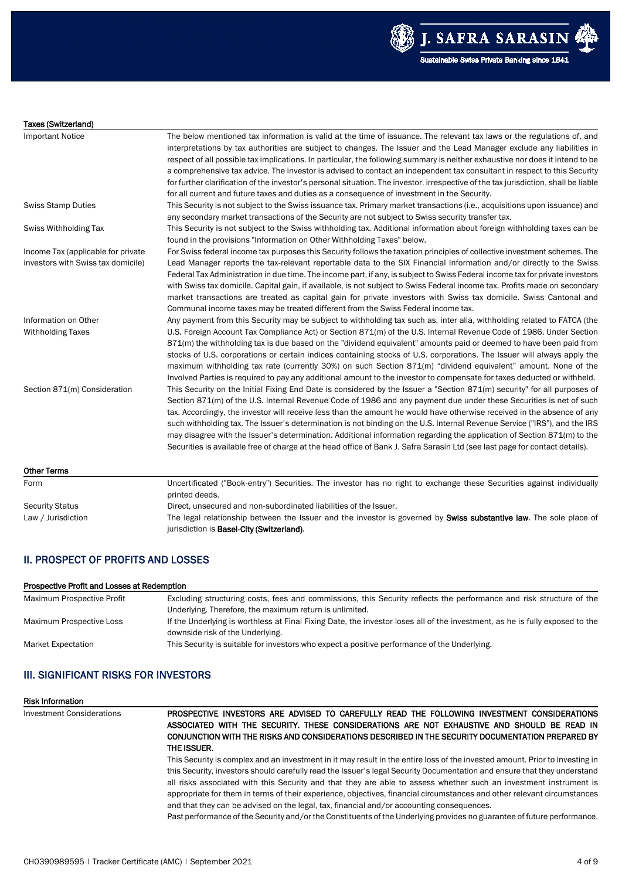### Taxes (Switzerland)

| | |
|---|---|
| Important Notice | The below mentioned tax information is valid at the time of issuance. The relevant tax laws or the regulations of, and interpretations by tax authorities are subject to changes. The Issuer and the Lead Manager exclude any liabilities in respect of all possible tax implications. In particular, the following summary is neither exhaustive nor does it intend to be a comprehensive tax advice. The investor is advised to contact an independent tax consultant in respect to this Security for further clarification of the investor's personal situation. The investor, irrespective of the tax jurisdiction, shall be liable for all current and future taxes and duties as a consequence of investment in the Security. |
| Swiss Stamp Duties | This Security is not subject to the Swiss issuance tax. Primary market transactions (i.e., acquisitions upon issuance) and any secondary market transactions of the Security are not subject to Swiss security transfer tax. |
| Swiss Withholding Tax | This Security is not subject to the Swiss withholding tax. Additional information about foreign withholding taxes can be found in the provisions "Information on Other Withholding Taxes" below. |
| Income Tax (applicable for private investors with Swiss tax domicile) | For Swiss federal income tax purposes this Security follows the taxation principles of collective investment schemes. The Lead Manager reports the tax-relevant reportable data to the SIX Financial Information and/or directly to the Swiss Federal Tax Administration in due time. The income part, if any, is subject to Swiss Federal income tax for private investors with Swiss tax domicile. Capital gain, if available, is not subject to Swiss Federal income tax. Profits made on secondary market transactions are treated as capital gain for private investors with Swiss tax domicile. Swiss Cantonal and Communal income taxes may be treated different from the Swiss Federal income tax. |
| Information on Other Withholding Taxes | Any payment from this Security may be subject to withholding tax such as, inter alia, withholding related to FATCA (the U.S. Foreign Account Tax Compliance Act) or Section 871(m) of the U.S. Internal Revenue Code of 1986. Under Section 871(m) the withholding tax is due based on the "dividend equivalent" amounts paid or deemed to have been paid from stocks of U.S. corporations or certain indices containing stocks of U.S. corporations. The Issuer will always apply the maximum withholding tax rate (currently 30%) on such Section 871(m) "dividend equivalent" amount. None of the Involved Parties is required to pay any additional amount to the investor to compensate for taxes deducted or withheld. |
| Section 871(m) Consideration | This Security on the Initial Fixing End Date is considered by the Issuer a "Section 871(m) security" for all purposes of Section 871(m) of the U.S. Internal Revenue Code of 1986 and any payment due under these Securities is net of such tax. Accordingly, the investor will receive less than the amount he would have otherwise received in the absence of any such withholding tax. The Issuer's determination is not binding on the U.S. Internal Revenue Service ("IRS"), and the IRS may disagree with the Issuer's determination. Additional information regarding the application of Section 871(m) to the Securities is available free of charge at the head office of Bank J. Safra Sarasin Ltd (see last page for contact details). |

### Other Terms

| | |
|---|---|
| Form | Uncertificated ("Book-entry") Securities. The investor has no right to exchange these Securities against individually printed deeds. |
| Security Status | Direct, unsecured and non-subordinated liabilities of the Issuer. |
| Law / Jurisdiction | The legal relationship between the Issuer and the investor is governed by **Swiss substantive law**. The sole place of jurisdiction is **Basel-City (Switzerland)**. |

## II. PROSPECT OF PROFITS AND LOSSES

### Prospective Profit and Losses at Redemption

| | |
|---|---|
| Maximum Prospective Profit | Excluding structuring costs, fees and commissions, this Security reflects the performance and risk structure of the Underlying. Therefore, the maximum return is unlimited. |
| Maximum Prospective Loss | If the Underlying is worthless at Final Fixing Date, the investor loses all of the investment, as he is fully exposed to the downside risk of the Underlying. |
| Market Expectation | This Security is suitable for investors who expect a positive performance of the Underlying. |

## III. SIGNIFICANT RISKS FOR INVESTORS

### Risk Information

| | |
|---|---|
| Investment Considerations | **PROSPECTIVE INVESTORS ARE ADVISED TO CAREFULLY READ THE FOLLOWING INVESTMENT CONSIDERATIONS ASSOCIATED WITH THE SECURITY. THESE CONSIDERATIONS ARE NOT EXHAUSTIVE AND SHOULD BE READ IN CONJUNCTION WITH THE RISKS AND CONSIDERATIONS DESCRIBED IN THE SECURITY DOCUMENTATION PREPARED BY THE ISSUER.**<br>This Security is complex and an investment in it may result in the entire loss of the invested amount. Prior to investing in this Security, investors should carefully read the Issuer's legal Security Documentation and ensure that they understand all risks associated with this Security and that they are able to assess whether such an investment instrument is appropriate for them in terms of their experience, objectives, financial circumstances and other relevant circumstances and that they can be advised on the legal, tax, financial and/or accounting consequences.<br>Past performance of the Security and/or the Constituents of the Underlying provides no guarantee of future performance. |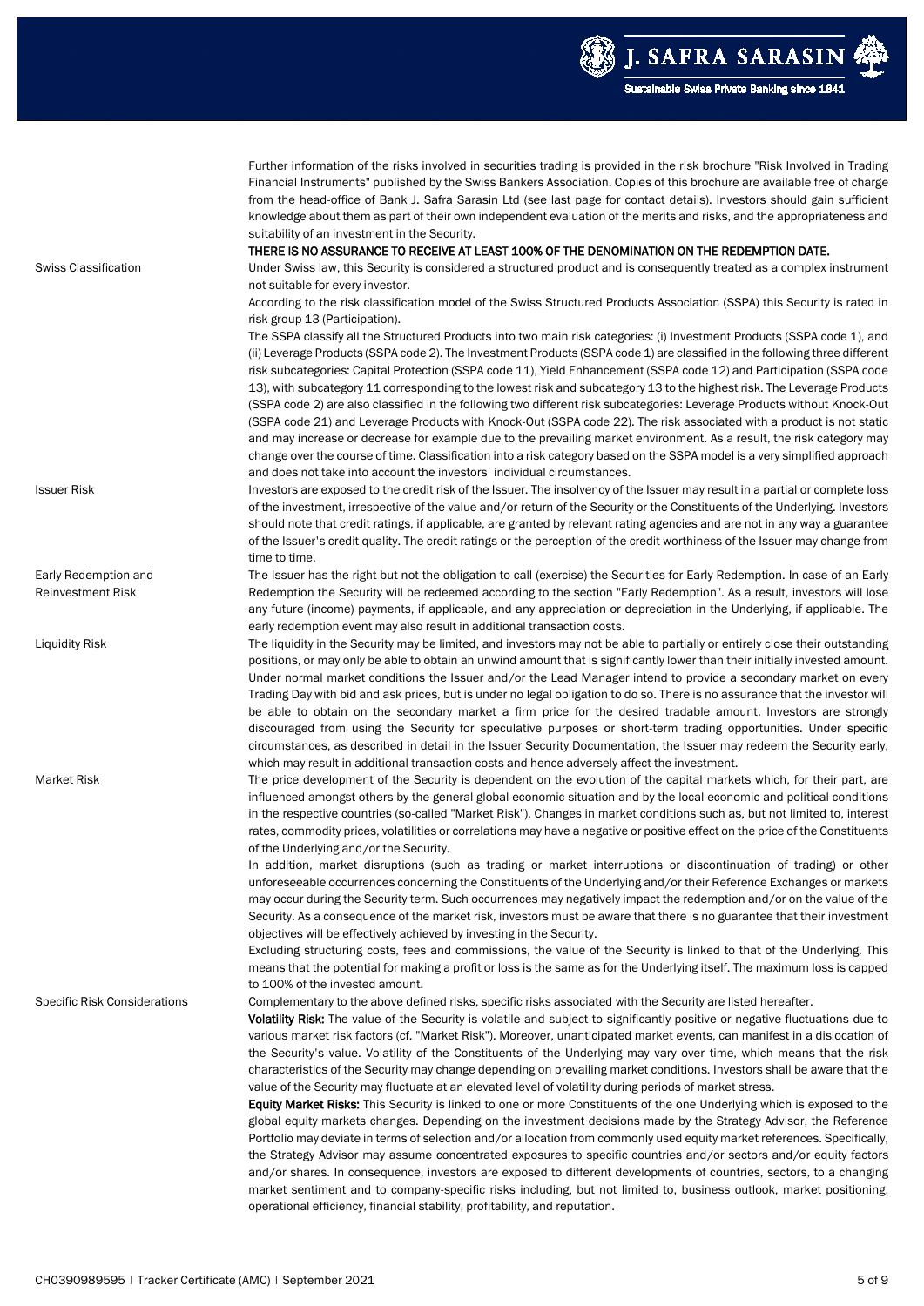| | |
|---|---|
| | Further information of the risks involved in securities trading is provided in the risk brochure "Risk Involved in Trading Financial Instruments" published by the Swiss Bankers Association. Copies of this brochure are available free of charge from the head-office of Bank J. Safra Sarasin Ltd (see last page for contact details). Investors should gain sufficient knowledge about them as part of their own independent evaluation of the merits and risks, and the appropriateness and suitability of an investment in the Security.<br>THERE IS NO ASSURANCE TO RECEIVE AT LEAST 100% OF THE DENOMINATION ON THE REDEMPTION DATE. |
| Swiss Classification | Under Swiss law, this Security is considered a structured product and is consequently treated as a complex instrument not suitable for every investor.<br>According to the risk classification model of the Swiss Structured Products Association (SSPA) this Security is rated in risk group 13 (Participation).<br>The SSPA classify all the Structured Products into two main risk categories: (i) Investment Products (SSPA code 1), and (ii) Leverage Products (SSPA code 2). The Investment Products (SSPA code 1) are classified in the following three different risk subcategories: Capital Protection (SSPA code 11), Yield Enhancement (SSPA code 12) and Participation (SSPA code 13), with subcategory 11 corresponding to the lowest risk and subcategory 13 to the highest risk. The Leverage Products (SSPA code 2) are also classified in the following two different risk subcategories: Leverage Products without Knock-Out (SSPA code 21) and Leverage Products with Knock-Out (SSPA code 22). The risk associated with a product is not static and may increase or decrease for example due to the prevailing market environment. As a result, the risk category may change over the course of time. Classification into a risk category based on the SSPA model is a very simplified approach and does not take into account the investors' individual circumstances. |
| Issuer Risk | Investors are exposed to the credit risk of the Issuer. The insolvency of the Issuer may result in a partial or complete loss of the investment, irrespective of the value and/or return of the Security or the Constituents of the Underlying. Investors should note that credit ratings, if applicable, are granted by relevant rating agencies and are not in any way a guarantee of the Issuer's credit quality. The credit ratings or the perception of the credit worthiness of the Issuer may change from time to time. |
| Early Redemption and Reinvestment Risk | The Issuer has the right but not the obligation to call (exercise) the Securities for Early Redemption. In case of an Early Redemption the Security will be redeemed according to the section "Early Redemption". As a result, investors will lose any future (income) payments, if applicable, and any appreciation or depreciation in the Underlying, if applicable. The early redemption event may also result in additional transaction costs. |
| Liquidity Risk | The liquidity in the Security may be limited, and investors may not be able to partially or entirely close their outstanding positions, or may only be able to obtain an unwind amount that is significantly lower than their initially invested amount. Under normal market conditions the Issuer and/or the Lead Manager intend to provide a secondary market on every Trading Day with bid and ask prices, but is under no legal obligation to do so. There is no assurance that the investor will be able to obtain on the secondary market a firm price for the desired tradable amount. Investors are strongly discouraged from using the Security for speculative purposes or short-term trading opportunities. Under specific circumstances, as described in detail in the Issuer Security Documentation, the Issuer may redeem the Security early, which may result in additional transaction costs and hence adversely affect the investment. |
| Market Risk | The price development of the Security is dependent on the evolution of the capital markets which, for their part, are influenced amongst others by the general global economic situation and by the local economic and political conditions in the respective countries (so-called "Market Risk"). Changes in market conditions such as, but not limited to, interest rates, commodity prices, volatilities or correlations may have a negative or positive effect on the price of the Constituents of the Underlying and/or the Security.<br>In addition, market disruptions (such as trading or market interruptions or discontinuation of trading) or other unforeseeable occurrences concerning the Constituents of the Underlying and/or their Reference Exchanges or markets may occur during the Security term. Such occurrences may negatively impact the redemption and/or on the value of the Security. As a consequence of the market risk, investors must be aware that there is no guarantee that their investment objectives will be effectively achieved by investing in the Security.<br>Excluding structuring costs, fees and commissions, the value of the Security is linked to that of the Underlying. This means that the potential for making a profit or loss is the same as for the Underlying itself. The maximum loss is capped to 100% of the invested amount. |
| Specific Risk Considerations | Complementary to the above defined risks, specific risks associated with the Security are listed hereafter.<br>**Volatility Risk:** The value of the Security is volatile and subject to significantly positive or negative fluctuations due to various market risk factors (cf. "Market Risk"). Moreover, unanticipated market events, can manifest in a dislocation of the Security's value. Volatility of the Constituents of the Underlying may vary over time, which means that the risk characteristics of the Security may change depending on prevailing market conditions. Investors shall be aware that the value of the Security may fluctuate at an elevated level of volatility during periods of market stress.<br>**Equity Market Risks:** This Security is linked to one or more Constituents of the one Underlying which is exposed to the global equity markets changes. Depending on the investment decisions made by the Strategy Advisor, the Reference Portfolio may deviate in terms of selection and/or allocation from commonly used equity market references. Specifically, the Strategy Advisor may assume concentrated exposures to specific countries and/or sectors and/or equity factors and/or shares. In consequence, investors are exposed to different developments of countries, sectors, to a changing market sentiment and to company-specific risks including, but not limited to, business outlook, market positioning, operational efficiency, financial stability, profitability, and reputation. |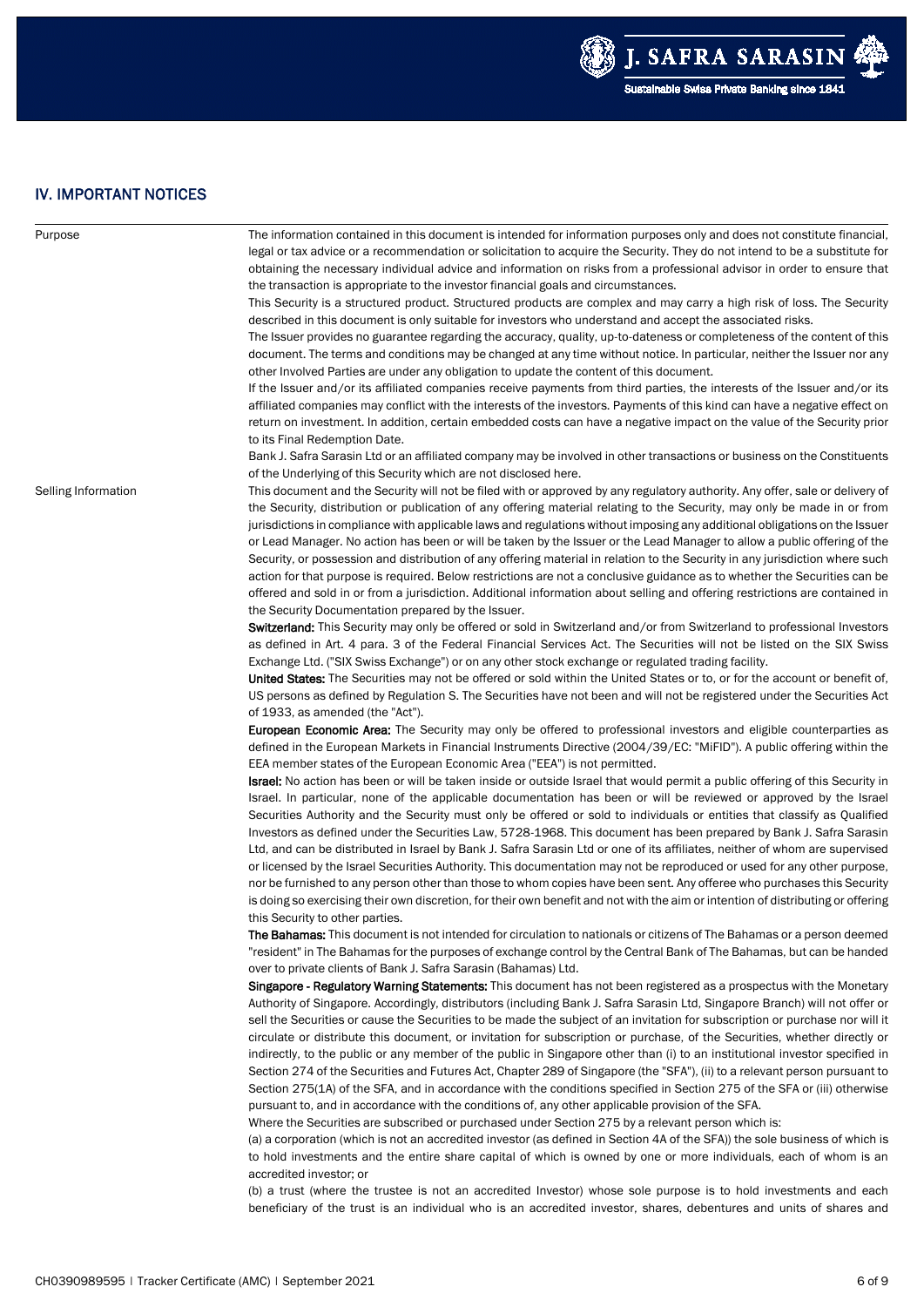## IV. IMPORTANT NOTICES

| | |
|---|---|
| Purpose | The information contained in this document is intended for information purposes only and does not constitute financial, legal or tax advice or a recommendation or solicitation to acquire the Security. They do not intend to be a substitute for obtaining the necessary individual advice and information on risks from a professional advisor in order to ensure that the transaction is appropriate to the investor financial goals and circumstances.<br>This Security is a structured product. Structured products are complex and may carry a high risk of loss. The Security described in this document is only suitable for investors who understand and accept the associated risks.<br>The Issuer provides no guarantee regarding the accuracy, quality, up-to-dateness or completeness of the content of this document. The terms and conditions may be changed at any time without notice. In particular, neither the Issuer nor any other Involved Parties are under any obligation to update the content of this document.<br>If the Issuer and/or its affiliated companies receive payments from third parties, the interests of the Issuer and/or its affiliated companies may conflict with the interests of the investors. Payments of this kind can have a negative effect on return on investment. In addition, certain embedded costs can have a negative impact on the value of the Security prior to its Final Redemption Date.<br>Bank J. Safra Sarasin Ltd or an affiliated company may be involved in other transactions or business on the Constituents of the Underlying of this Security which are not disclosed here. |
| Selling Information | This document and the Security will not be filed with or approved by any regulatory authority. Any offer, sale or delivery of the Security, distribution or publication of any offering material relating to the Security, may only be made in or from jurisdictions in compliance with applicable laws and regulations without imposing any additional obligations on the Issuer or Lead Manager. No action has been or will be taken by the Issuer or the Lead Manager to allow a public offering of the Security, or possession and distribution of any offering material in relation to the Security in any jurisdiction where such action for that purpose is required. Below restrictions are not a conclusive guidance as to whether the Securities can be offered and sold in or from a jurisdiction. Additional information about selling and offering restrictions are contained in the Security Documentation prepared by the Issuer.<br>**Switzerland:** This Security may only be offered or sold in Switzerland and/or from Switzerland to professional Investors as defined in Art. 4 para. 3 of the Federal Financial Services Act. The Securities will not be listed on the SIX Swiss Exchange Ltd. ("SIX Swiss Exchange") or on any other stock exchange or regulated trading facility.<br>**United States:** The Securities may not be offered or sold within the United States or to, or for the account or benefit of, US persons as defined by Regulation S. The Securities have not been and will not be registered under the Securities Act of 1933, as amended (the "Act").<br>**European Economic Area:** The Security may only be offered to professional investors and eligible counterparties as defined in the European Markets in Financial Instruments Directive (2004/39/EC: "MiFID"). A public offering within the EEA member states of the European Economic Area ("EEA") is not permitted.<br>**Israel:** No action has been or will be taken inside or outside Israel that would permit a public offering of this Security in Israel. In particular, none of the applicable documentation has been or will be reviewed or approved by the Israel Securities Authority and the Security must only be offered or sold to individuals or entities that classify as Qualified Investors as defined under the Securities Law, 5728-1968. This document has been prepared by Bank J. Safra Sarasin Ltd, and can be distributed in Israel by Bank J. Safra Sarasin Ltd or one of its affiliates, neither of whom are supervised or licensed by the Israel Securities Authority. This documentation may not be reproduced or used for any other purpose, nor be furnished to any person other than those to whom copies have been sent. Any offeree who purchases this Security is doing so exercising their own discretion, for their own benefit and not with the aim or intention of distributing or offering this Security to other parties.<br>**The Bahamas:** This document is not intended for circulation to nationals or citizens of The Bahamas or a person deemed "resident" in The Bahamas for the purposes of exchange control by the Central Bank of The Bahamas, but can be handed over to private clients of Bank J. Safra Sarasin (Bahamas) Ltd.<br>**Singapore - Regulatory Warning Statements:** This document has not been registered as a prospectus with the Monetary Authority of Singapore. Accordingly, distributors (including Bank J. Safra Sarasin Ltd, Singapore Branch) will not offer or sell the Securities or cause the Securities to be made the subject of an invitation for subscription or purchase nor will it circulate or distribute this document, or invitation for subscription or purchase, of the Securities, whether directly or indirectly, to the public or any member of the public in Singapore other than (i) to an institutional investor specified in Section 274 of the Securities and Futures Act, Chapter 289 of Singapore (the "SFA"), (ii) to a relevant person pursuant to Section 275(1A) of the SFA, and in accordance with the conditions specified in Section 275 of the SFA or (iii) otherwise pursuant to, and in accordance with the conditions of, any other applicable provision of the SFA.<br>Where the Securities are subscribed or purchased under Section 275 by a relevant person which is:<br>(a) a corporation (which is not an accredited investor (as defined in Section 4A of the SFA)) the sole business of which is to hold investments and the entire share capital of which is owned by one or more individuals, each of whom is an accredited investor; or<br>(b) a trust (where the trustee is not an accredited Investor) whose sole purpose is to hold investments and each beneficiary of the trust is an individual who is an accredited investor, shares, debentures and units of shares and |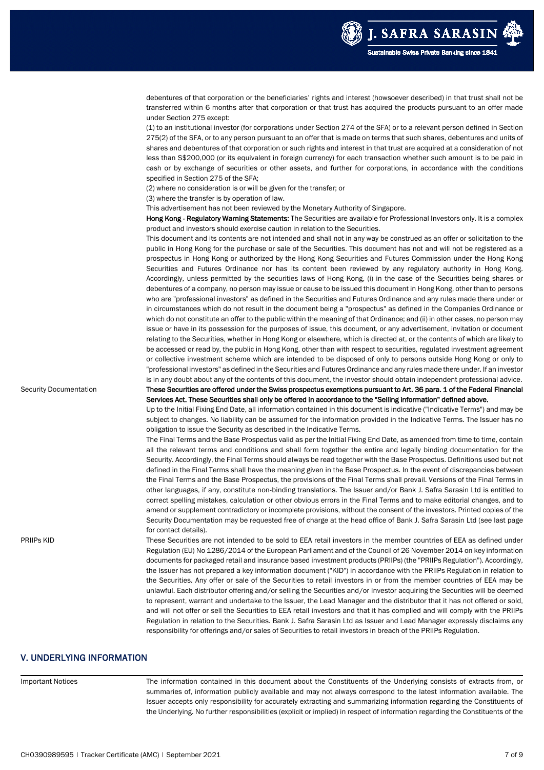debentures of that corporation or the beneficiaries' rights and interest (howsoever described) in that trust shall not be transferred within 6 months after that corporation or that trust has acquired the products pursuant to an offer made under Section 275 except:

(1) to an institutional investor (for corporations under Section 274 of the SFA) or to a relevant person defined in Section 275(2) of the SFA, or to any person pursuant to an offer that is made on terms that such shares, debentures and units of shares and debentures of that corporation or such rights and interest in that trust are acquired at a consideration of not less than S$200,000 (or its equivalent in foreign currency) for each transaction whether such amount is to be paid in cash or by exchange of securities or other assets, and further for corporations, in accordance with the conditions specified in Section 275 of the SFA;

(2) where no consideration is or will be given for the transfer; or

(3) where the transfer is by operation of law.

This advertisement has not been reviewed by the Monetary Authority of Singapore.

**Hong Kong - Regulatory Warning Statements:** The Securities are available for Professional Investors only. It is a complex product and investors should exercise caution in relation to the Securities.

This document and its contents are not intended and shall not in any way be construed as an offer or solicitation to the public in Hong Kong for the purchase or sale of the Securities. This document has not and will not be registered as a prospectus in Hong Kong or authorized by the Hong Kong Securities and Futures Commission under the Hong Kong Securities and Futures Ordinance nor has its content been reviewed by any regulatory authority in Hong Kong. Accordingly, unless permitted by the securities laws of Hong Kong, (i) in the case of the Securities being shares or debentures of a company, no person may issue or cause to be issued this document in Hong Kong, other than to persons who are "professional investors" as defined in the Securities and Futures Ordinance and any rules made there under or in circumstances which do not result in the document being a "prospectus" as defined in the Companies Ordinance or which do not constitute an offer to the public within the meaning of that Ordinance; and (ii) in other cases, no person may issue or have in its possession for the purposes of issue, this document, or any advertisement, invitation or document relating to the Securities, whether in Hong Kong or elsewhere, which is directed at, or the contents of which are likely to be accessed or read by, the public in Hong Kong, other than with respect to securities, regulated investment agreement or collective investment scheme which are intended to be disposed of only to persons outside Hong Kong or only to "professional investors" as defined in the Securities and Futures Ordinance and any rules made there under. If an investor is in any doubt about any of the contents of this document, the investor should obtain independent professional advice.

**Security Documentation**

**These Securities are offered under the Swiss prospectus exemptions pursuant to Art. 36 para. 1 of the Federal Financial Services Act. These Securities shall only be offered in accordance to the "Selling information" defined above.**

Up to the Initial Fixing End Date, all information contained in this document is indicative ("Indicative Terms") and may be subject to changes. No liability can be assumed for the information provided in the Indicative Terms. The Issuer has no obligation to issue the Security as described in the Indicative Terms.

The Final Terms and the Base Prospectus valid as per the Initial Fixing End Date, as amended from time to time, contain all the relevant terms and conditions and shall form together the entire and legally binding documentation for the Security. Accordingly, the Final Terms should always be read together with the Base Prospectus. Definitions used but not defined in the Final Terms shall have the meaning given in the Base Prospectus. In the event of discrepancies between the Final Terms and the Base Prospectus, the provisions of the Final Terms shall prevail. Versions of the Final Terms in other languages, if any, constitute non-binding translations. The Issuer and/or Bank J. Safra Sarasin Ltd is entitled to correct spelling mistakes, calculation or other obvious errors in the Final Terms and to make editorial changes, and to amend or supplement contradictory or incomplete provisions, without the consent of the investors. Printed copies of the Security Documentation may be requested free of charge at the head office of Bank J. Safra Sarasin Ltd (see last page for contact details).

**PRIIPs KID**

These Securities are not intended to be sold to EEA retail investors in the member countries of EEA as defined under Regulation (EU) No 1286/2014 of the European Parliament and of the Council of 26 November 2014 on key information documents for packaged retail and insurance based investment products (PRIIPs) (the "PRIIPs Regulation"). Accordingly, the Issuer has not prepared a key information document ("KID") in accordance with the PRIIPs Regulation in relation to the Securities. Any offer or sale of the Securities to retail investors in or from the member countries of EEA may be unlawful. Each distributor offering and/or selling the Securities and/or Investor acquiring the Securities will be deemed to represent, warrant and undertake to the Issuer, the Lead Manager and the distributor that it has not offered or sold, and will not offer or sell the Securities to EEA retail investors and that it has complied and will comply with the PRIIPs Regulation in relation to the Securities. Bank J. Safra Sarasin Ltd as Issuer and Lead Manager expressly disclaims any responsibility for offerings and/or sales of Securities to retail investors in breach of the PRIIPs Regulation.

## V. UNDERLYING INFORMATION

**Important Notices**

The information contained in this document about the Constituents of the Underlying consists of extracts from, or summaries of, information publicly available and may not always correspond to the latest information available. The Issuer accepts only responsibility for accurately extracting and summarizing information regarding the Constituents of the Underlying. No further responsibilities (explicit or implied) in respect of information regarding the Constituents of the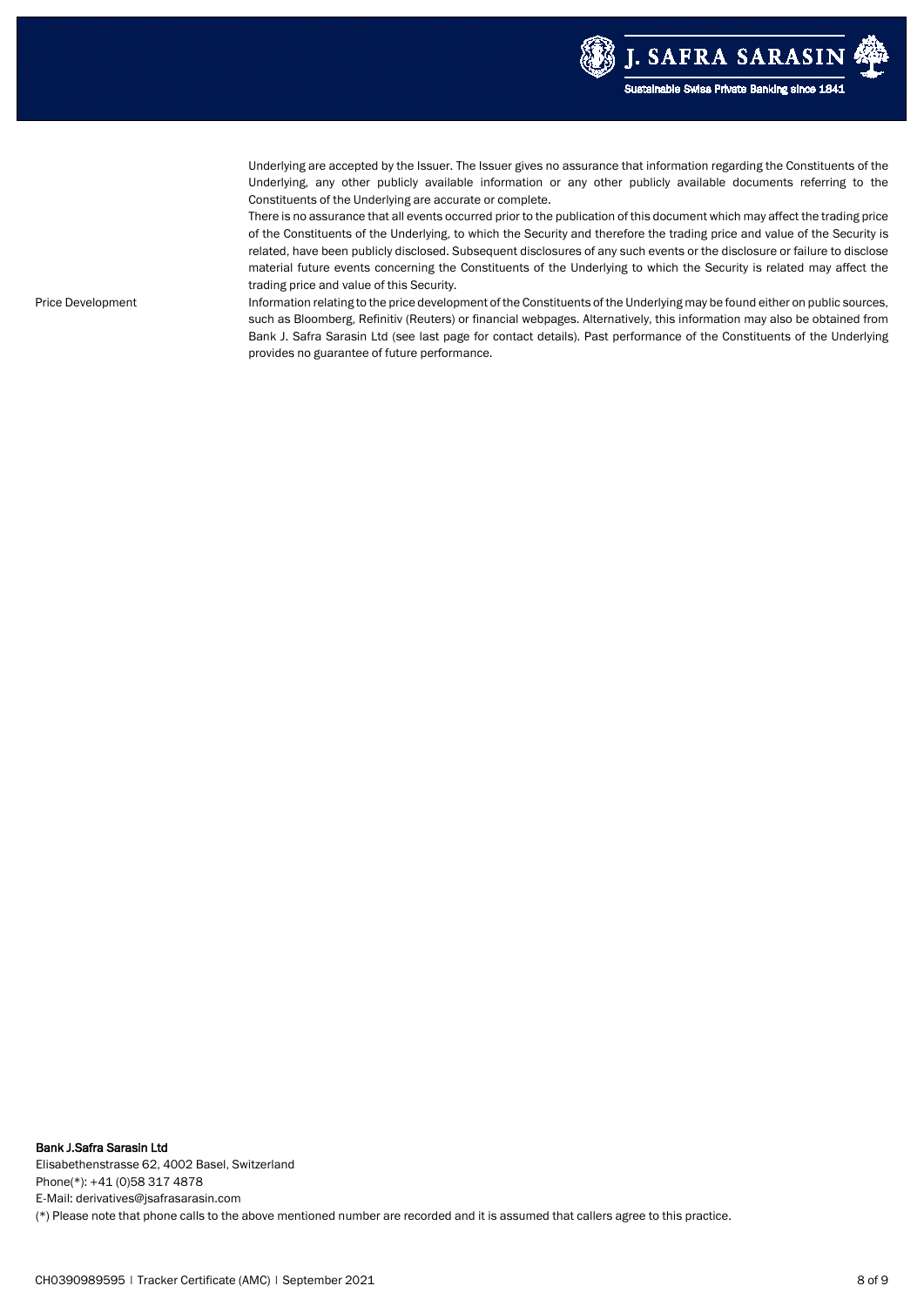Underlying are accepted by the Issuer. The Issuer gives no assurance that information regarding the Constituents of the Underlying, any other publicly available information or any other publicly available documents referring to the Constituents of the Underlying are accurate or complete.

There is no assurance that all events occurred prior to the publication of this document which may affect the trading price of the Constituents of the Underlying, to which the Security and therefore the trading price and value of the Security is related, have been publicly disclosed. Subsequent disclosures of any such events or the disclosure or failure to disclose material future events concerning the Constituents of the Underlying to which the Security is related may affect the trading price and value of this Security.

| | |
|---|---|
| Price Development | Information relating to the price development of the Constituents of the Underlying may be found either on public sources, such as Bloomberg, Refinitiv (Reuters) or financial webpages. Alternatively, this information may also be obtained from Bank J. Safra Sarasin Ltd (see last page for contact details). Past performance of the Constituents of the Underlying provides no guarantee of future performance. |

**Bank J.Safra Sarasin Ltd**
Elisabethenstrasse 62, 4002 Basel, Switzerland
Phone(*): +41 (0)58 317 4878
E-Mail: derivatives@jsafrasarasin.com
(*) Please note that phone calls to the above mentioned number are recorded and it is assumed that callers agree to this practice.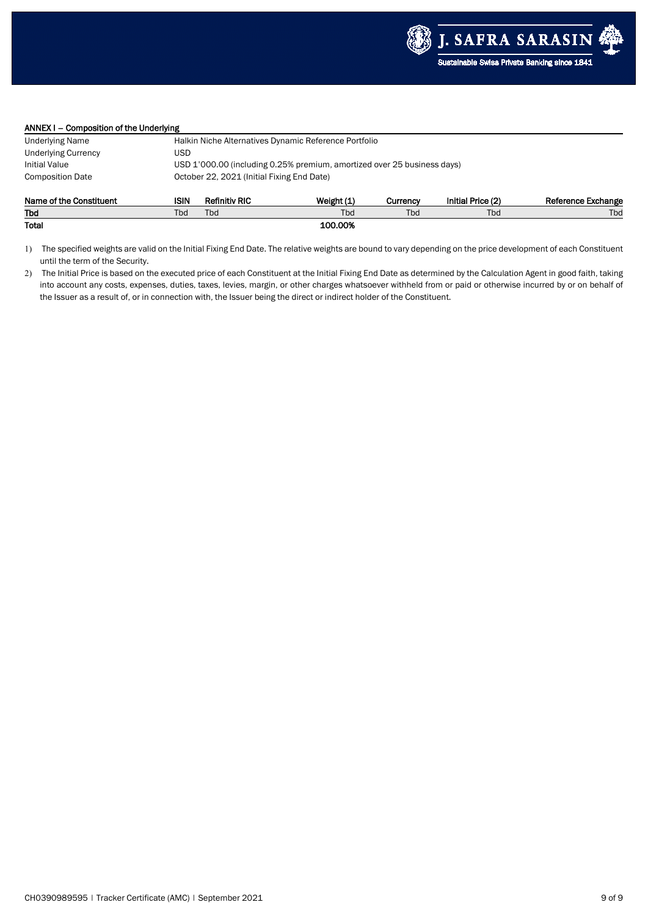## ANNEX I – Composition of the Underlying

| | |
|---|---|
| Underlying Name | Halkin Niche Alternatives Dynamic Reference Portfolio |
| Underlying Currency | USD |
| Initial Value | USD 1'000.00 (including 0.25% premium, amortized over 25 business days) |
| Composition Date | October 22, 2021 (Initial Fixing End Date) |

| Name of the Constituent | ISIN | Refinitiv RIC | Weight (1) | Currency | Initial Price (2) | Reference Exchange |
|---|---|---|---|---|---|---|
| Tbd | Tbd | Tbd | Tbd | Tbd | Tbd | Tbd |
| **Total** | | | 100.00% | | | |

1) The specified weights are valid on the Initial Fixing End Date. The relative weights are bound to vary depending on the price development of each Constituent until the term of the Security.

2) The Initial Price is based on the executed price of each Constituent at the Initial Fixing End Date as determined by the Calculation Agent in good faith, taking into account any costs, expenses, duties, taxes, levies, margin, or other charges whatsoever withheld from or paid or otherwise incurred by or on behalf of the Issuer as a result of, or in connection with, the Issuer being the direct or indirect holder of the Constituent.